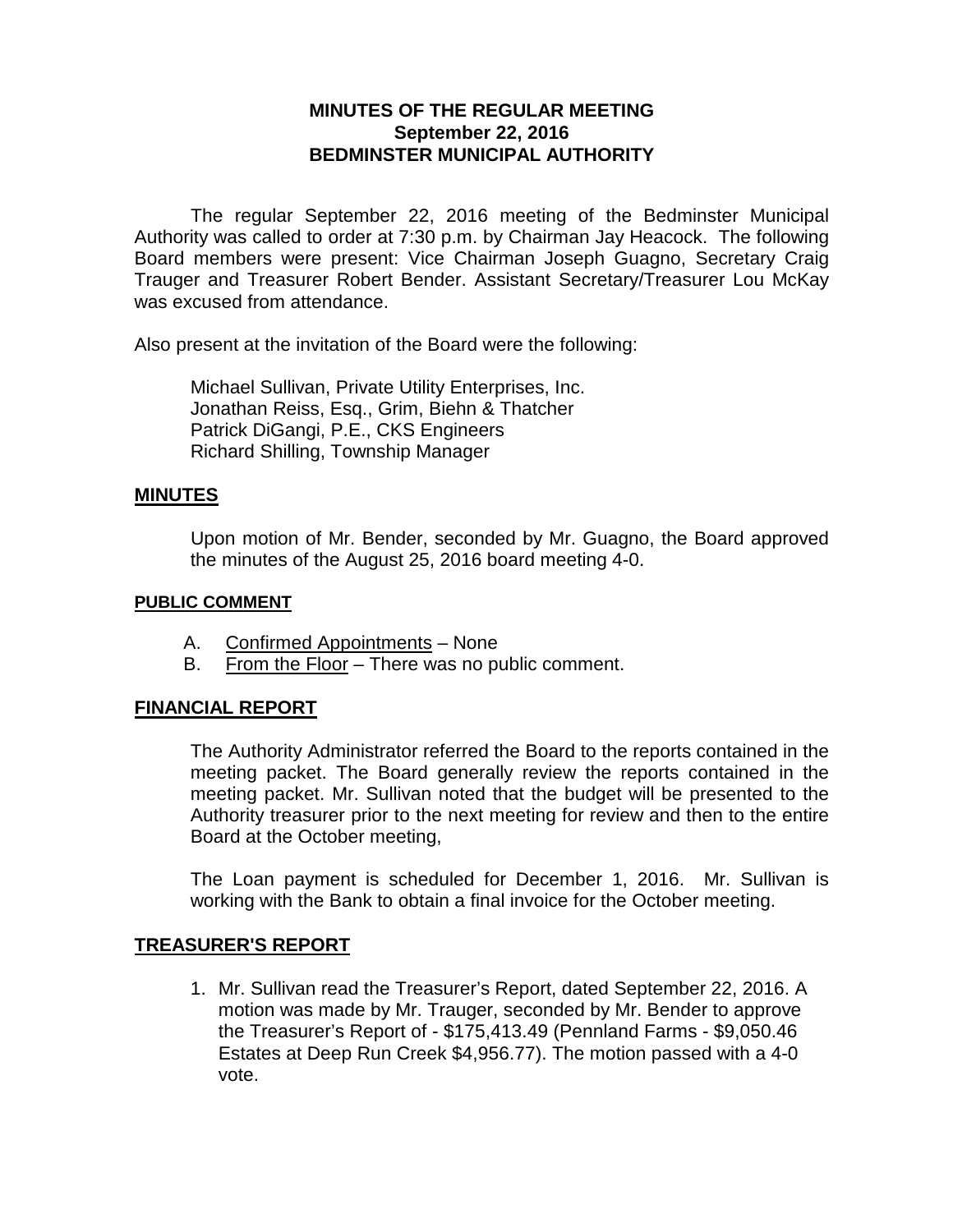# MINUTES OF THE REGULAR MEETING
## September 22, 2016
## BEDMINSTER MUNICIPAL AUTHORITY

The regular September 22, 2016 meeting of the Bedminster Municipal Authority was called to order at 7:30 p.m. by Chairman Jay Heacock. The following Board members were present: Vice Chairman Joseph Guagno, Secretary Craig Trauger and Treasurer Robert Bender. Assistant Secretary/Treasurer Lou McKay was excused from attendance.

Also present at the invitation of the Board were the following:

Michael Sullivan, Private Utility Enterprises, Inc.
Jonathan Reiss, Esq., Grim, Biehn & Thatcher
Patrick DiGangi, P.E., CKS Engineers
Richard Shilling, Township Manager

## MINUTES

Upon motion of Mr. Bender, seconded by Mr. Guagno, the Board approved the minutes of the August 25, 2016 board meeting 4-0.

### PUBLIC COMMENT

A. Confirmed Appointments – None
B. From the Floor – There was no public comment.

## FINANCIAL REPORT

The Authority Administrator referred the Board to the reports contained in the meeting packet. The Board generally review the reports contained in the meeting packet. Mr. Sullivan noted that the budget will be presented to the Authority treasurer prior to the next meeting for review and then to the entire Board at the October meeting,

The Loan payment is scheduled for December 1, 2016. Mr. Sullivan is working with the Bank to obtain a final invoice for the October meeting.

## TREASURER'S REPORT

1. Mr. Sullivan read the Treasurer's Report, dated September 22, 2016. A motion was made by Mr. Trauger, seconded by Mr. Bender to approve the Treasurer's Report of - $175,413.49 (Pennland Farms - $9,050.46 Estates at Deep Run Creek $4,956.77). The motion passed with a 4-0 vote.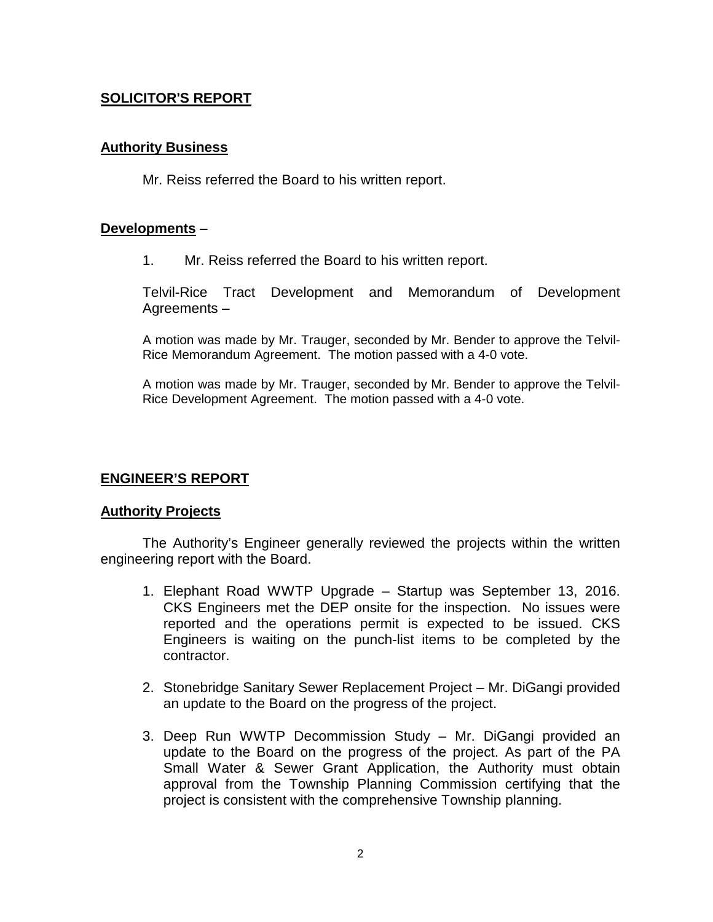## SOLICITOR'S REPORT

### Authority Business

Mr. Reiss referred the Board to his written report.

### Developments –

1. Mr. Reiss referred the Board to his written report.

Telvil-Rice Tract Development and Memorandum of Development Agreements –

A motion was made by Mr. Trauger, seconded by Mr. Bender to approve the Telvil-Rice Memorandum Agreement. The motion passed with a 4-0 vote.

A motion was made by Mr. Trauger, seconded by Mr. Bender to approve the Telvil-Rice Development Agreement. The motion passed with a 4-0 vote.

## ENGINEER'S REPORT

### Authority Projects

The Authority's Engineer generally reviewed the projects within the written engineering report with the Board.

1. Elephant Road WWTP Upgrade – Startup was September 13, 2016. CKS Engineers met the DEP onsite for the inspection. No issues were reported and the operations permit is expected to be issued. CKS Engineers is waiting on the punch-list items to be completed by the contractor.
2. Stonebridge Sanitary Sewer Replacement Project – Mr. DiGangi provided an update to the Board on the progress of the project.
3. Deep Run WWTP Decommission Study – Mr. DiGangi provided an update to the Board on the progress of the project. As part of the PA Small Water & Sewer Grant Application, the Authority must obtain approval from the Township Planning Commission certifying that the project is consistent with the comprehensive Township planning.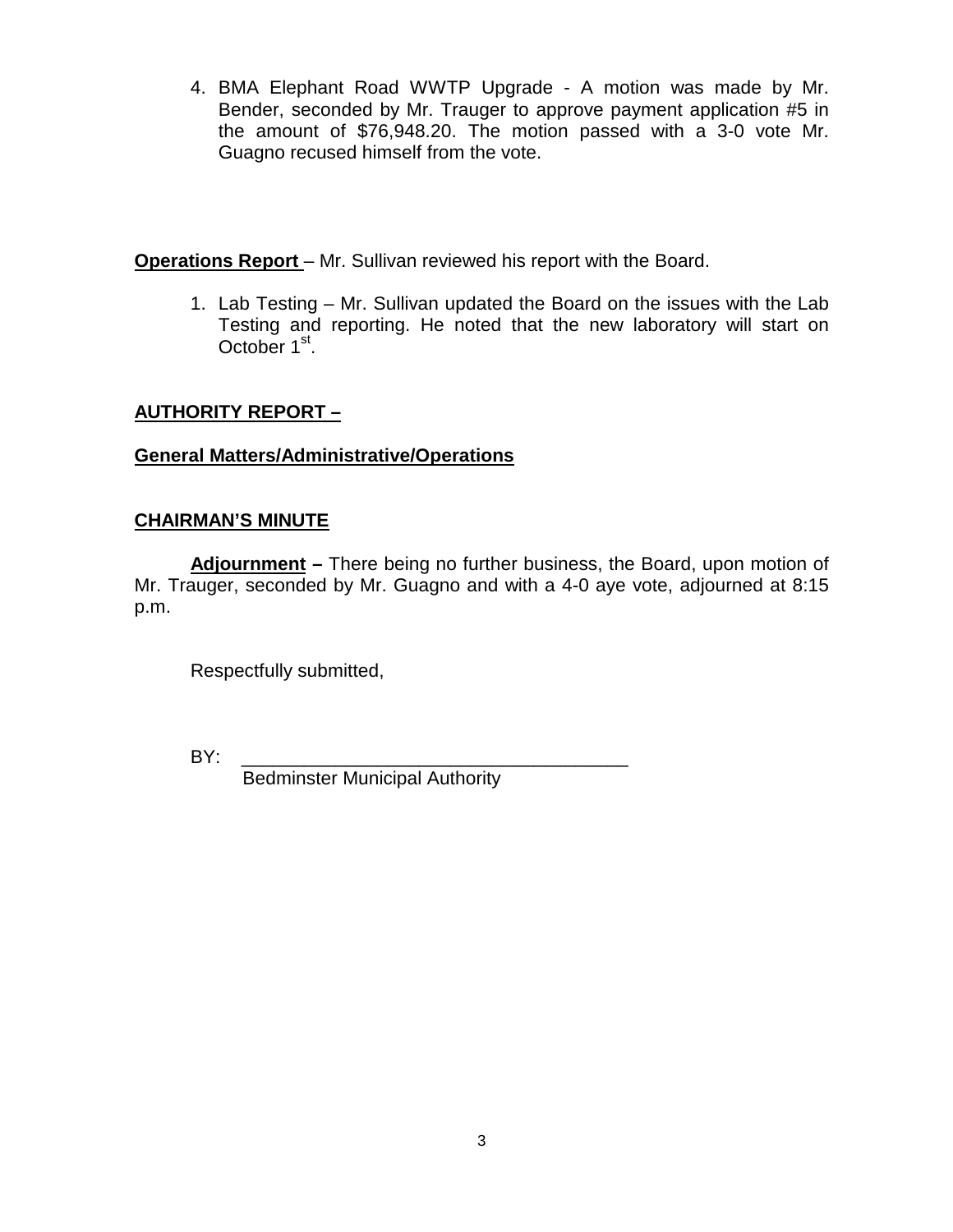4. BMA Elephant Road WWTP Upgrade - A motion was made by Mr. Bender, seconded by Mr. Trauger to approve payment application #5 in the amount of $76,948.20. The motion passed with a 3-0 vote Mr. Guagno recused himself from the vote.

**Operations Report** – Mr. Sullivan reviewed his report with the Board.

1. Lab Testing – Mr. Sullivan updated the Board on the issues with the Lab Testing and reporting. He noted that the new laboratory will start on October 1st.

**AUTHORITY REPORT –**

**General Matters/Administrative/Operations**

**CHAIRMAN'S MINUTE**

**Adjournment –** There being no further business, the Board, upon motion of Mr. Trauger, seconded by Mr. Guagno and with a 4-0 aye vote, adjourned at 8:15 p.m.

Respectfully submitted,

BY: \_\_\_\_\_\_\_\_\_\_\_\_\_\_\_\_\_\_\_\_\_\_\_\_\_\_\_\_\_\_\_\_\_\_\_\_\_\_

Bedminster Municipal Authority